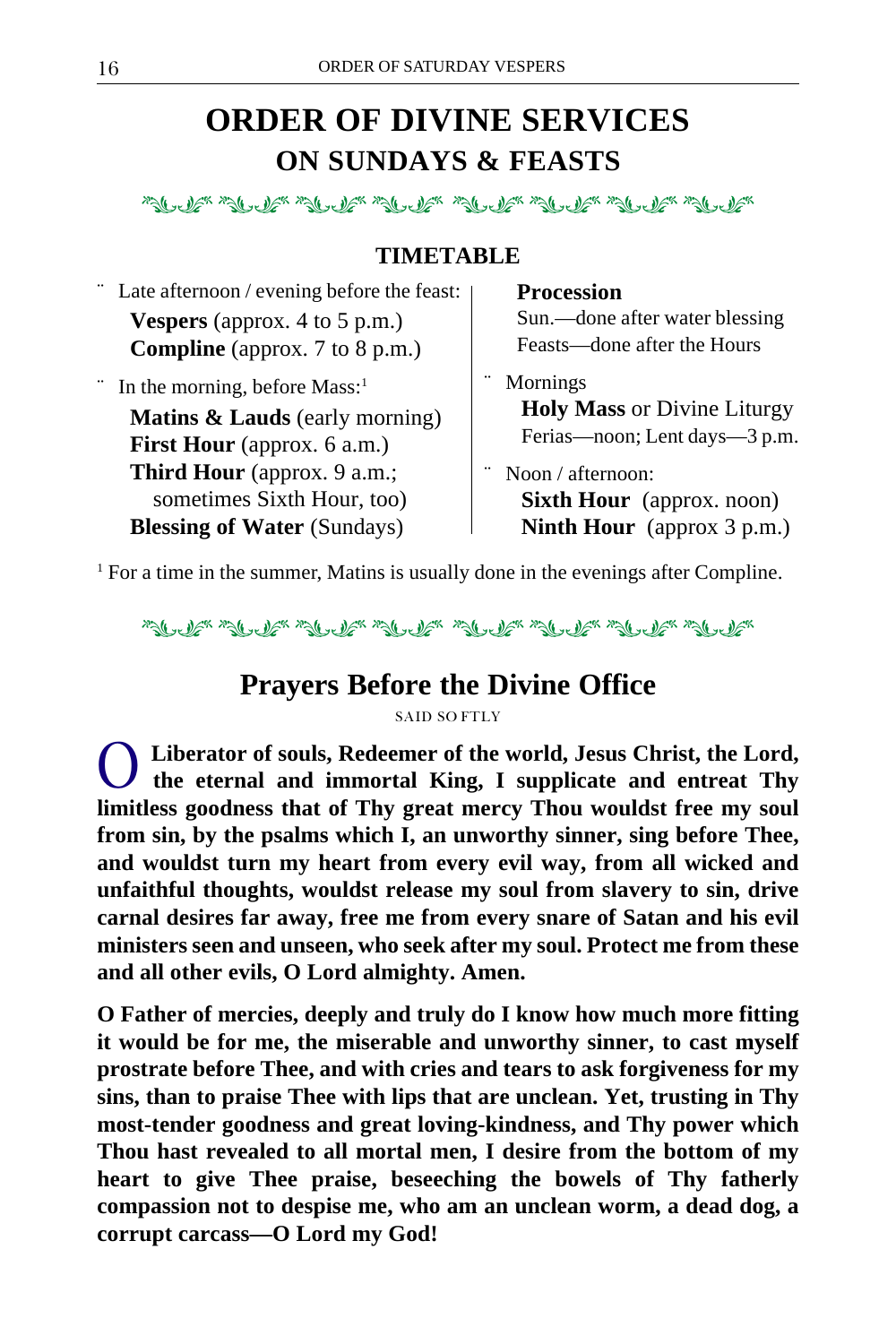# ORDER OF DIVINE SERVICES
## ON SUNDAYS & FEASTS

### TIMETABLE

- Late afternoon / evening before the feast:
  **Vespers** (approx. 4 to 5 p.m.)
  **Compline** (approx. 7 to 8 p.m.)
- In the morning, before Mass:[1]
  **Matins & Lauds** (early morning)
  **First Hour** (approx. 6 a.m.)
  **Third Hour** (approx. 9 a.m.; sometimes Sixth Hour, too)
  **Blessing of Water** (Sundays)
  **Procession**
  Sun.—done after water blessing
  Feasts—done after the Hours
- Mornings
  **Holy Mass** or Divine Liturgy
  Ferias—noon; Lent days—3 p.m.
- Noon / afternoon:
  **Sixth Hour** (approx. noon)
  **Ninth Hour** (approx 3 p.m.)

[1] For a time in the summer, Matins is usually done in the evenings after Compline.

## Prayers Before the Divine Office

SAID SOFTLY

**O Liberator of souls, Redeemer of the world, Jesus Christ, the Lord, the eternal and immortal King, I supplicate and entreat Thy limitless goodness that of Thy great mercy Thou wouldst free my soul from sin, by the psalms which I, an unworthy sinner, sing before Thee, and wouldst turn my heart from every evil way, from all wicked and unfaithful thoughts, wouldst release my soul from slavery to sin, drive carnal desires far away, free me from every snare of Satan and his evil ministers seen and unseen, who seek after my soul. Protect me from these and all other evils, O Lord almighty. Amen.**

**O Father of mercies, deeply and truly do I know how much more fitting it would be for me, the miserable and unworthy sinner, to cast myself prostrate before Thee, and with cries and tears to ask forgiveness for my sins, than to praise Thee with lips that are unclean. Yet, trusting in Thy most-tender goodness and great loving-kindness, and Thy power which Thou hast revealed to all mortal men, I desire from the bottom of my heart to give Thee praise, beseeching the bowels of Thy fatherly compassion not to despise me, who am an unclean worm, a dead dog, a corrupt carcass—O Lord my God!**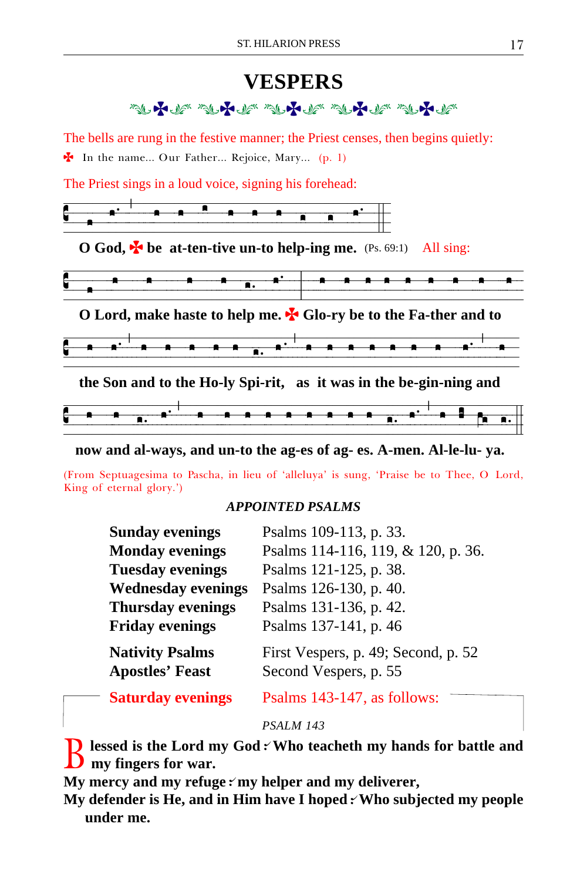# VESPERS

The bells are rung in the festive manner; the Priest censes, then begins quietly:

✠ In the name... Our Father... Rejoice, Mary... (p. 1)

The Priest sings in a loud voice, signing his forehead:

**O God, ✠ be at-ten-tive un-to help-ing me.** (Ps. 69:1) All sing:

**O Lord, make haste to help me. ✠ Glo-ry be to the Fa-ther and to the Son and to the Ho-ly Spi-rit, as it was in the be-gin-ning and now and al-ways, and un-to the ag-es of ag- es. A-men. Al-le-lu- ya.**

(From Septuagesima to Pascha, in lieu of 'alleluya' is sung, 'Praise be to Thee, O Lord, King of eternal glory.')

### *APPOINTED PSALMS*

| | |
|---|---|
| **Sunday evenings** | Psalms 109-113, p. 33. |
| **Monday evenings** | Psalms 114-116, 119, & 120, p. 36. |
| **Tuesday evenings** | Psalms 121-125, p. 38. |
| **Wednesday evenings** | Psalms 126-130, p. 40. |
| **Thursday evenings** | Psalms 131-136, p. 42. |
| **Friday evenings** | Psalms 137-141, p. 46 |
| **Nativity Psalms** | First Vespers, p. 49; Second, p. 52 |
| **Apostles' Feast** | Second Vespers, p. 55 |
| **Saturday evenings** | Psalms 143-147, as follows: |

*PSALM 143*

**Blessed is the Lord my God ⁘ Who teacheth my hands for battle and my fingers for war.**
**My mercy and my refuge ⁘ my helper and my deliverer,**
**My defender is He, and in Him have I hoped ⁘ Who subjected my people under me.**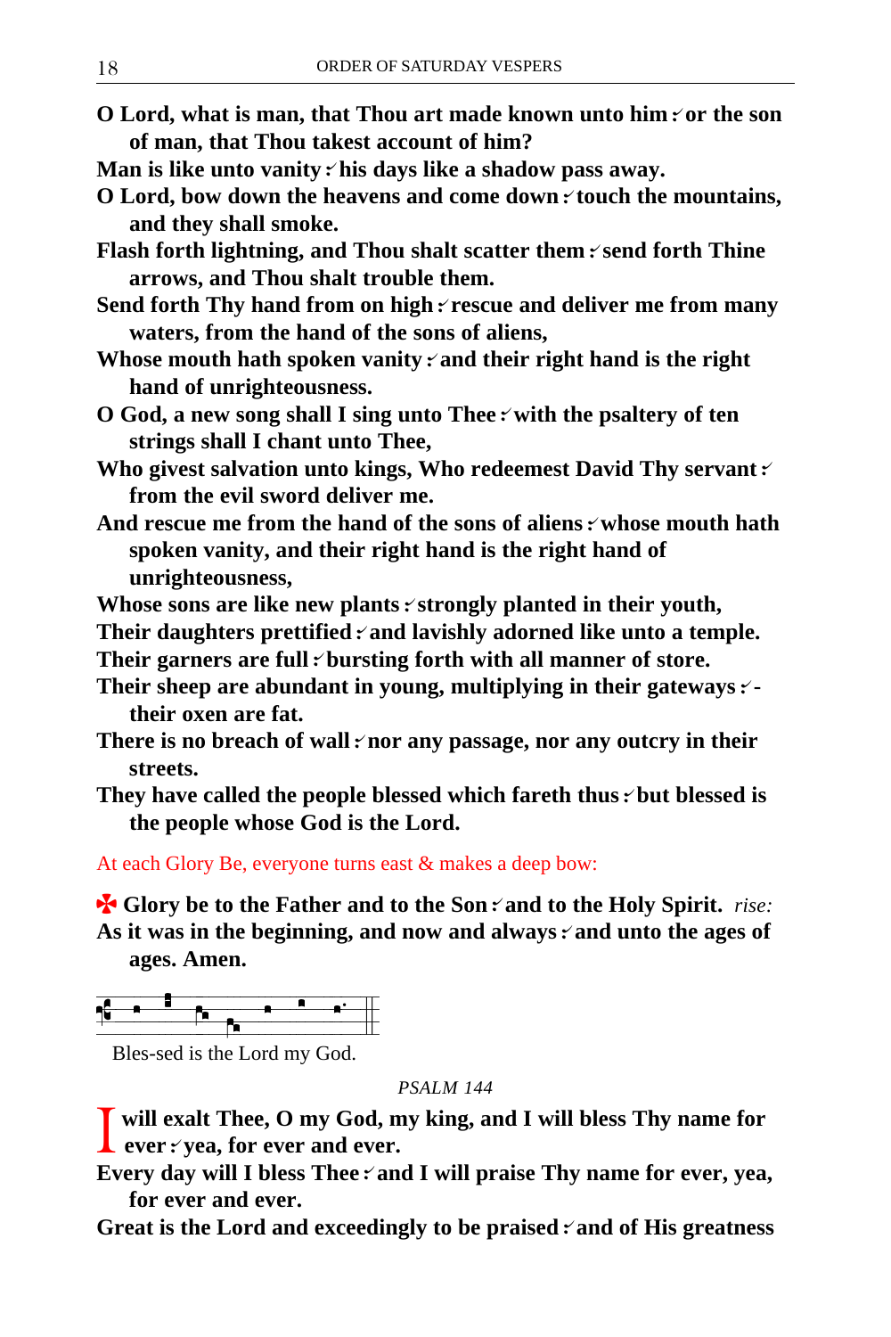**O Lord, what is man, that Thou art made known unto him *:* or the son of man, that Thou takest account of him?**

**Man is like unto vanity *:* his days like a shadow pass away.**

**O Lord, bow down the heavens and come down *:* touch the mountains, and they shall smoke.**

**Flash forth lightning, and Thou shalt scatter them *:* send forth Thine arrows, and Thou shalt trouble them.**

**Send forth Thy hand from on high *:* rescue and deliver me from many waters, from the hand of the sons of aliens,**

**Whose mouth hath spoken vanity *:* and their right hand is the right hand of unrighteousness.**

**O God, a new song shall I sing unto Thee *:* with the psaltery of ten strings shall I chant unto Thee,**

**Who givest salvation unto kings, Who redeemest David Thy servant *:* from the evil sword deliver me.**

**And rescue me from the hand of the sons of aliens *:* whose mouth hath spoken vanity, and their right hand is the right hand of unrighteousness,**

**Whose sons are like new plants *:* strongly planted in their youth,**

**Their daughters prettified *:* and lavishly adorned like unto a temple.**

**Their garners are full *:* bursting forth with all manner of store.**

**Their sheep are abundant in young, multiplying in their gateways *:* - their oxen are fat.**

**There is no breach of wall *:* nor any passage, nor any outcry in their streets.**

**They have called the people blessed which fareth thus *:* but blessed is the people whose God is the Lord.**

At each Glory Be, everyone turns east & makes a deep bow:

✠ **Glory be to the Father and to the Son *:* and to the Holy Spirit.** *rise:*

**As it was in the beginning, and now and always *:* and unto the ages of ages. Amen.**

Bles-sed is the Lord my God.

*PSALM 144*

**I will exalt Thee, O my God, my king, and I will bless Thy name for ever *:* yea, for ever and ever.**

**Every day will I bless Thee *:* and I will praise Thy name for ever, yea, for ever and ever.**

**Great is the Lord and exceedingly to be praised *:* and of His greatness**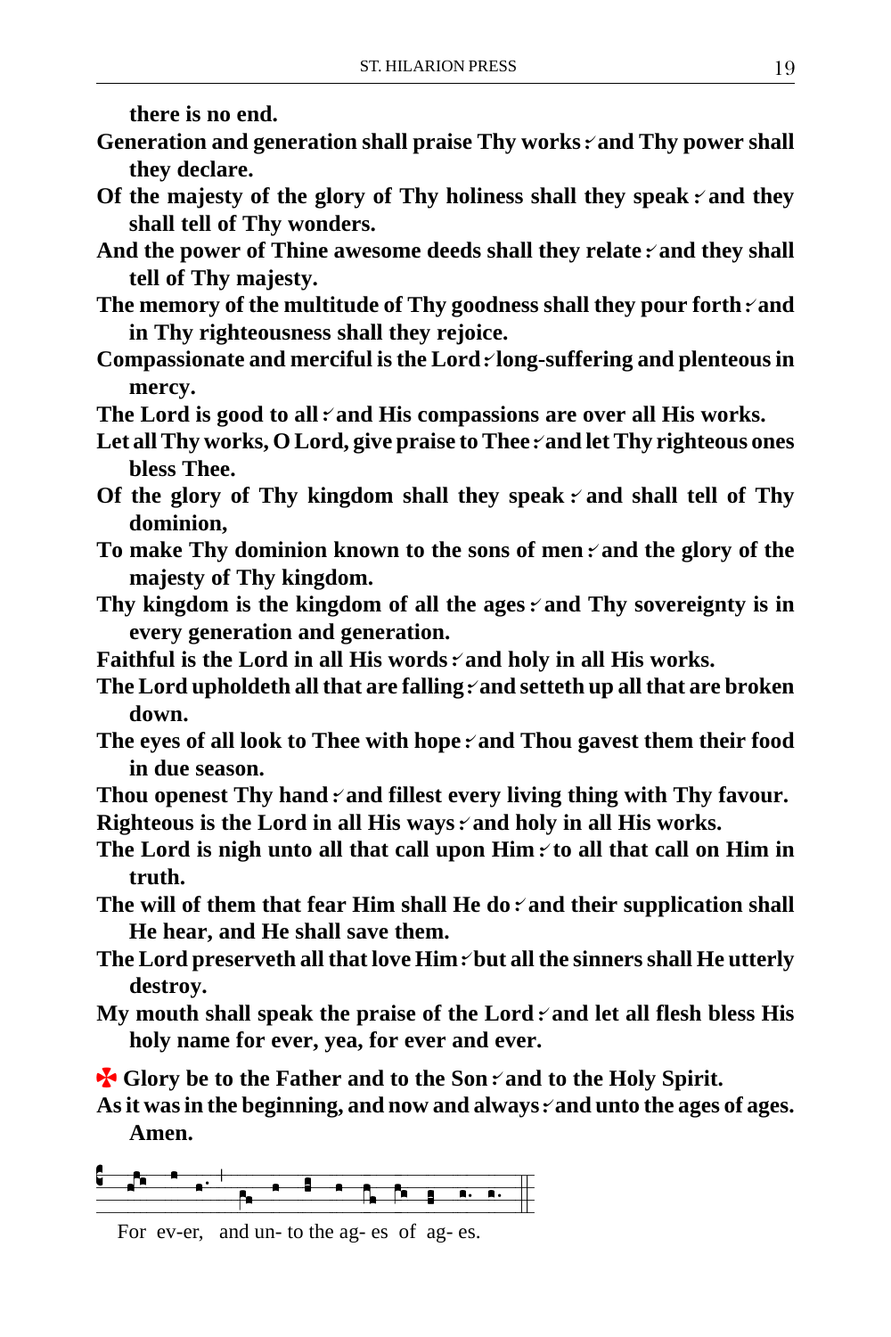**there is no end.**

**Generation and generation shall praise Thy works ⁞ and Thy power shall they declare.**

**Of the majesty of the glory of Thy holiness shall they speak ⁞ and they shall tell of Thy wonders.**

**And the power of Thine awesome deeds shall they relate ⁞ and they shall tell of Thy majesty.**

**The memory of the multitude of Thy goodness shall they pour forth ⁞ and in Thy righteousness shall they rejoice.**

**Compassionate and merciful is the Lord ⁞ long-suffering and plenteous in mercy.**

**The Lord is good to all ⁞ and His compassions are over all His works.**

**Let all Thy works, O Lord, give praise to Thee ⁞ and let Thy righteous ones bless Thee.**

**Of the glory of Thy kingdom shall they speak ⁞ and shall tell of Thy dominion,**

**To make Thy dominion known to the sons of men ⁞ and the glory of the majesty of Thy kingdom.**

**Thy kingdom is the kingdom of all the ages ⁞ and Thy sovereignty is in every generation and generation.**

**Faithful is the Lord in all His words ⁞ and holy in all His works.**

**The Lord upholdeth all that are falling ⁞ and setteth up all that are broken down.**

**The eyes of all look to Thee with hope ⁞ and Thou gavest them their food in due season.**

**Thou openest Thy hand ⁞ and fillest every living thing with Thy favour.**

**Righteous is the Lord in all His ways ⁞ and holy in all His works.**

**The Lord is nigh unto all that call upon Him ⁞ to all that call on Him in truth.**

**The will of them that fear Him shall He do ⁞ and their supplication shall He hear, and He shall save them.**

**The Lord preserveth all that love Him ⁞ but all the sinners shall He utterly destroy.**

**My mouth shall speak the praise of the Lord ⁞ and let all flesh bless His holy name for ever, yea, for ever and ever.**

✠ **Glory be to the Father and to the Son ⁞ and to the Holy Spirit.**

**As it was in the beginning, and now and always ⁞ and unto the ages of ages. Amen.**

For ev-er, and un- to the ag- es of ag- es.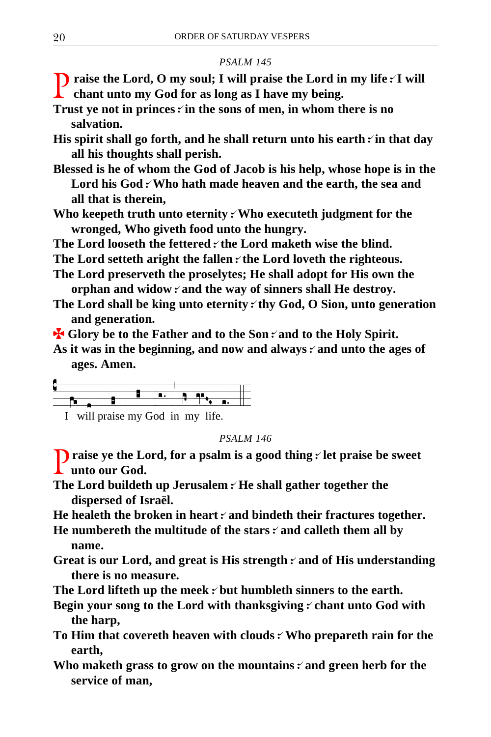*PSALM 145*

**Praise the Lord, O my soul; I will praise the Lord in my life ⁘ I will chant unto my God for as long as I have my being.**

**Trust ye not in princes ⁘ in the sons of men, in whom there is no salvation.**

**His spirit shall go forth, and he shall return unto his earth ⁘ in that day all his thoughts shall perish.**

**Blessed is he of whom the God of Jacob is his help, whose hope is in the Lord his God ⁘ Who hath made heaven and the earth, the sea and all that is therein,**

**Who keepeth truth unto eternity ⁘ Who executeth judgment for the wronged, Who giveth food unto the hungry.**

**The Lord looseth the fettered ⁘ the Lord maketh wise the blind.**

**The Lord setteth aright the fallen ⁘ the Lord loveth the righteous.**

**The Lord preserveth the proselytes; He shall adopt for His own the orphan and widow ⁘ and the way of sinners shall He destroy.**

**The Lord shall be king unto eternity ⁘ thy God, O Sion, unto generation and generation.**

**✠ Glory be to the Father and to the Son ⁘ and to the Holy Spirit.**

**As it was in the beginning, and now and always ⁘ and unto the ages of ages. Amen.**

I will praise my God in my life.

*PSALM 146*

**Praise ye the Lord, for a psalm is a good thing ⁘ let praise be sweet unto our God.**

**The Lord buildeth up Jerusalem ⁘ He shall gather together the dispersed of Israël.**

**He healeth the broken in heart ⁘ and bindeth their fractures together.**

**He numbereth the multitude of the stars ⁘ and calleth them all by name.**

**Great is our Lord, and great is His strength ⁘ and of His understanding there is no measure.**

**The Lord lifteth up the meek ⁘ but humbleth sinners to the earth.**

**Begin your song to the Lord with thanksgiving ⁘ chant unto God with the harp,**

**To Him that covereth heaven with clouds ⁘ Who prepareth rain for the earth,**

**Who maketh grass to grow on the mountains ⁘ and green herb for the service of man,**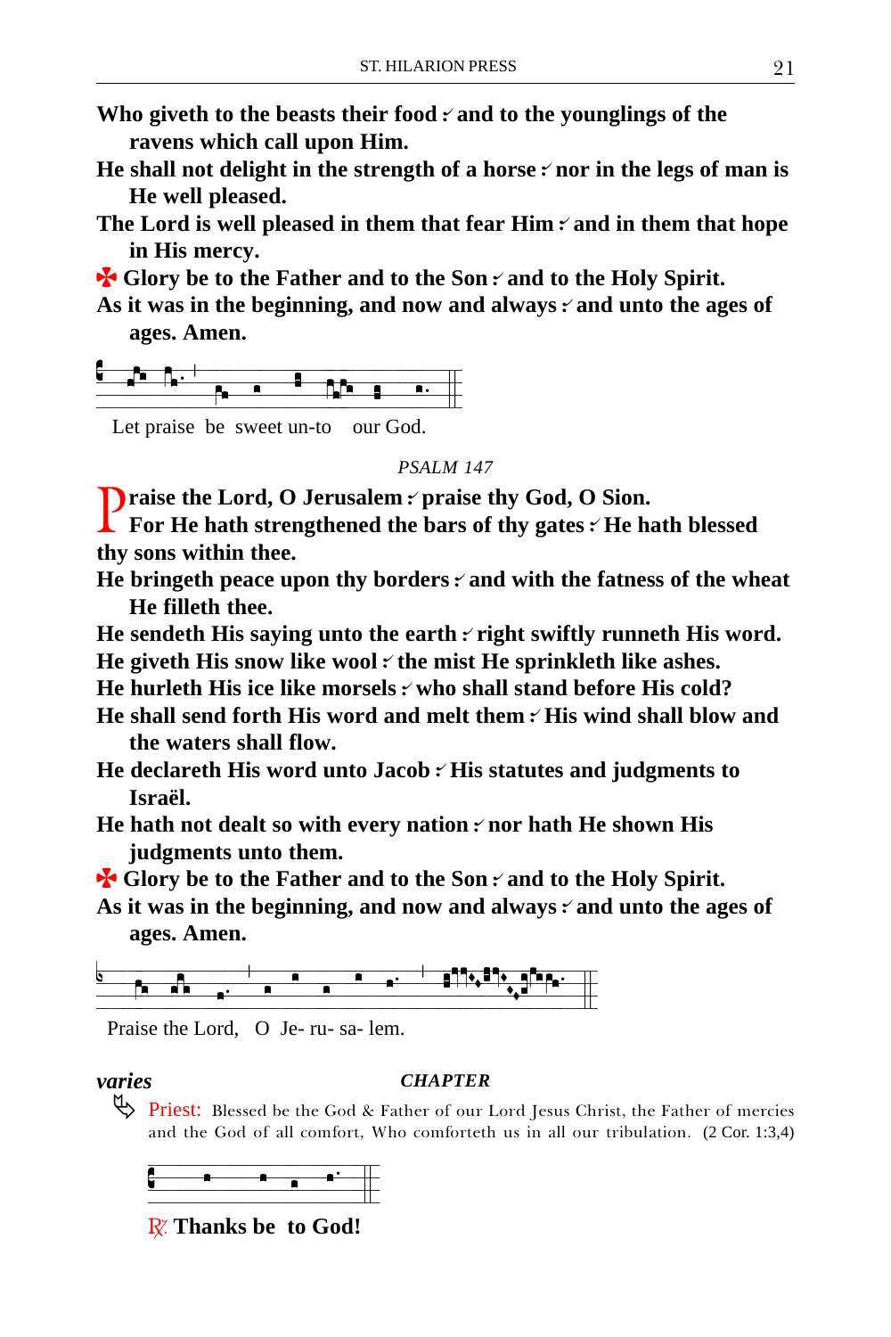**Who giveth to the beasts their food ⁖ and to the younglings of the ravens which call upon Him.**
**He shall not delight in the strength of a horse ⁖ nor in the legs of man is He well pleased.**
**The Lord is well pleased in them that fear Him ⁖ and in them that hope in His mercy.**
**✠ Glory be to the Father and to the Son ⁖ and to the Holy Spirit.**
**As it was in the beginning, and now and always ⁖ and unto the ages of ages. Amen.**

Let praise be sweet un-to our God.

*PSALM 147*

**Praise the Lord, O Jerusalem ⁖ praise thy God, O Sion.**
**For He hath strengthened the bars of thy gates ⁖ He hath blessed thy sons within thee.**
**He bringeth peace upon thy borders ⁖ and with the fatness of the wheat He filleth thee.**
**He sendeth His saying unto the earth ⁖ right swiftly runneth His word.**
**He giveth His snow like wool ⁖ the mist He sprinkleth like ashes.**
**He hurleth His ice like morsels ⁖ who shall stand before His cold?**
**He shall send forth His word and melt them ⁖ His wind shall blow and the waters shall flow.**
**He declareth His word unto Jacob ⁖ His statutes and judgments to Israël.**
**He hath not dealt so with every nation ⁖ nor hath He shown His judgments unto them.**
**✠ Glory be to the Father and to the Son ⁖ and to the Holy Spirit.**
**As it was in the beginning, and now and always ⁖ and unto the ages of ages. Amen.**

Praise the Lord, O Je- ru- sa- lem.

***varies*** ***CHAPTER***

Priest: Blessed be the God & Father of our Lord Jesus Christ, the Father of mercies and the God of all comfort, Who comforteth us in all our tribulation. (2 Cor. 1:3,4)

℟. **Thanks be to God!**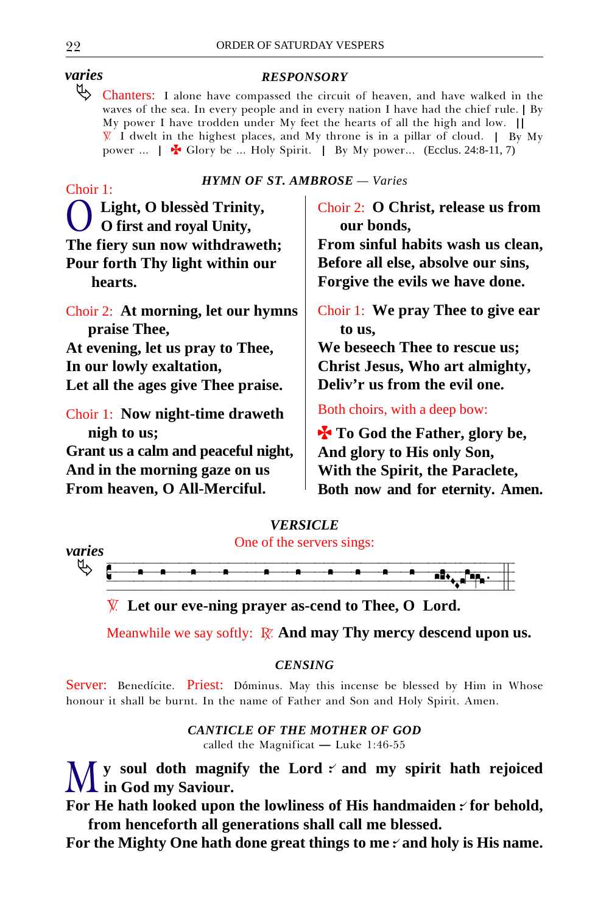*varies*

### *RESPONSORY*

↬ Chanters: I alone have compassed the circuit of heaven, and have walked in the waves of the sea. In every people and in every nation I have had the chief rule. | By My power I have trodden under My feet the hearts of all the high and low. || ℣ I dwelt in the highest places, and My throne is in a pillar of cloud. | By My power ... | ✠ Glory be ... Holy Spirit. | By My power... (Ecclus. 24:8-11, 7)

### *HYMN OF ST. AMBROSE — Varies*

Choir 1:
**O Light, O blessèd Trinity,**
**O first and royal Unity,**
**The fiery sun now withdraweth;**
**Pour forth Thy light within our hearts.**

Choir 2: **At morning, let our hymns praise Thee,**
**At evening, let us pray to Thee,**
**In our lowly exaltation,**
**Let all the ages give Thee praise.**

Choir 1: **Now night-time draweth nigh to us;**
**Grant us a calm and peaceful night,**
**And in the morning gaze on us**
**From heaven, O All-Merciful.**

Choir 2: **O Christ, release us from our bonds,**
**From sinful habits wash us clean,**
**Before all else, absolve our sins,**
**Forgive the evils we have done.**

Choir 1: **We pray Thee to give ear to us,**
**We beseech Thee to rescue us;**
**Christ Jesus, Who art almighty,**
**Deliv'r us from the evil one.**

Both choirs, with a deep bow:

**✠ To God the Father, glory be,**
**And glory to His only Son,**
**With the Spirit, the Paraclete,**
**Both now and for eternity. Amen.**

### *VERSICLE*

One of the servers sings:

*varies*

↬ ℣ **Let our eve-ning prayer as-cend to Thee, O Lord.**

Meanwhile we say softly: ℟ **And may Thy mercy descend upon us.**

### *CENSING*

Server: Benedícite. Priest: Dóminus. May this incense be blessed by Him in Whose honour it shall be burnt. In the name of Father and Son and Holy Spirit. Amen.

### *CANTICLE OF THE MOTHER OF GOD*

called the Magnificat — Luke 1:46-55

**My soul doth magnify the Lord ✓ and my spirit hath rejoiced in God my Saviour.**
**For He hath looked upon the lowliness of His handmaiden ✓ for behold, from henceforth all generations shall call me blessed.**
**For the Mighty One hath done great things to me ✓ and holy is His name.**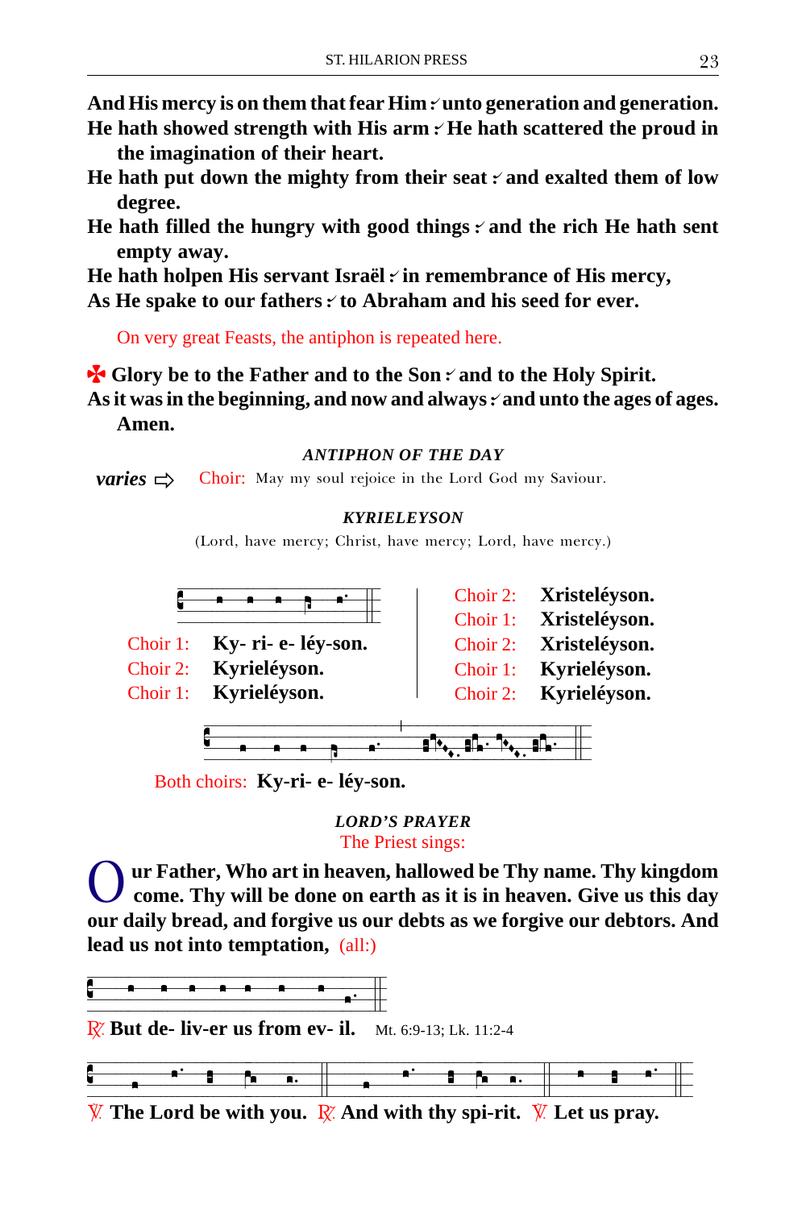**And His mercy is on them that fear Him ⸗ unto generation and generation.**
**He hath showed strength with His arm ⸗ He hath scattered the proud in the imagination of their heart.**
**He hath put down the mighty from their seat ⸗ and exalted them of low degree.**
**He hath filled the hungry with good things ⸗ and the rich He hath sent empty away.**
**He hath holpen His servant Israël ⸗ in remembrance of His mercy,**
**As He spake to our fathers ⸗ to Abraham and his seed for ever.**

On very great Feasts, the antiphon is repeated here.

✠ **Glory be to the Father and to the Son ⸗ and to the Holy Spirit.**
**As it was in the beginning, and now and always ⸗ and unto the ages of ages. Amen.**

### *ANTIPHON OF THE DAY*

***varies*** ⇨ Choir: May my soul rejoice in the Lord God my Saviour.

### *KYRIELEYSON*

(Lord, have mercy; Christ, have mercy; Lord, have mercy.)

Choir 1: **Ky- ri- e- léy-son.**
Choir 2: **Kyrieléyson.**
Choir 1: **Kyrieléyson.**

Choir 2: **Xristeléyson.**
Choir 1: **Xristeléyson.**
Choir 2: **Xristeléyson.**
Choir 1: **Kyrieléyson.**
Choir 2: **Kyrieléyson.**

Both choirs: **Ky-ri- e- léy-son.**

### *LORD'S PRAYER*

The Priest sings:

**Our Father, Who art in heaven, hallowed be Thy name. Thy kingdom come. Thy will be done on earth as it is in heaven. Give us this day our daily bread, and forgive us our debts as we forgive our debtors. And lead us not into temptation,** (all:)

℟. **But de- liv-er us from ev- il.** Mt. 6:9-13; Lk. 11:2-4

℣. **The Lord be with you.** ℟. **And with thy spi-rit.** ℣. **Let us pray.**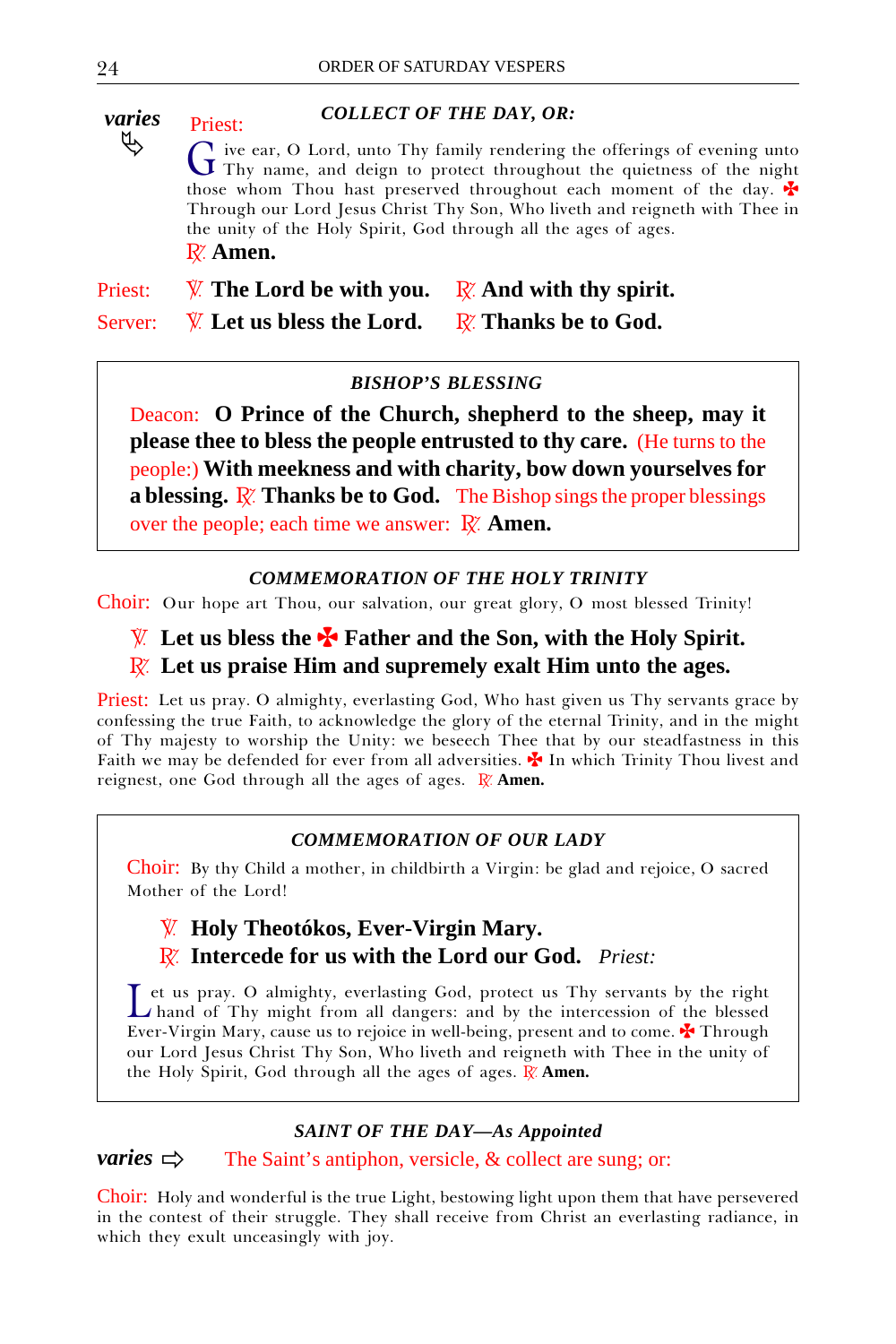*varies* ⇘

### *COLLECT OF THE DAY, OR:*

Priest:

Give ear, O Lord, unto Thy family rendering the offerings of evening unto Thy name, and deign to protect throughout the quietness of the night those whom Thou hast preserved throughout each moment of the day. ✠ Through our Lord Jesus Christ Thy Son, Who liveth and reigneth with Thee in the unity of the Holy Spirit, God through all the ages of ages.

℟. **Amen.**

Priest: ℣. **The Lord be with you.** ℟. **And with thy spirit.**

Server: ℣. **Let us bless the Lord.** ℟. **Thanks be to God.**

### *BISHOP'S BLESSING*

Deacon: **O Prince of the Church, shepherd to the sheep, may it please thee to bless the people entrusted to thy care.** (He turns to the people:) **With meekness and with charity, bow down yourselves for a blessing.** ℟. **Thanks be to God.** The Bishop sings the proper blessings over the people; each time we answer: ℟. **Amen.**

### *COMMEMORATION OF THE HOLY TRINITY*

Choir: Our hope art Thou, our salvation, our great glory, O most blessed Trinity!

℣. **Let us bless the ✠ Father and the Son, with the Holy Spirit.**
℟. **Let us praise Him and supremely exalt Him unto the ages.**

Priest: Let us pray. O almighty, everlasting God, Who hast given us Thy servants grace by confessing the true Faith, to acknowledge the glory of the eternal Trinity, and in the might of Thy majesty to worship the Unity: we beseech Thee that by our steadfastness in this Faith we may be defended for ever from all adversities. ✠ In which Trinity Thou livest and reignest, one God through all the ages of ages. ℟. **Amen.**

### *COMMEMORATION OF OUR LADY*

Choir: By thy Child a mother, in childbirth a Virgin: be glad and rejoice, O sacred Mother of the Lord!

℣. **Holy Theotókos, Ever-Virgin Mary.**
℟. **Intercede for us with the Lord our God.** *Priest:*

Let us pray. O almighty, everlasting God, protect us Thy servants by the right hand of Thy might from all dangers: and by the intercession of the blessed Ever-Virgin Mary, cause us to rejoice in well-being, present and to come. ✠ Through our Lord Jesus Christ Thy Son, Who liveth and reigneth with Thee in the unity of the Holy Spirit, God through all the ages of ages. ℟. **Amen.**

### *SAINT OF THE DAY—As Appointed*

*varies* ⇨ The Saint's antiphon, versicle, & collect are sung; or:

Choir: Holy and wonderful is the true Light, bestowing light upon them that have persevered in the contest of their struggle. They shall receive from Christ an everlasting radiance, in which they exult unceasingly with joy.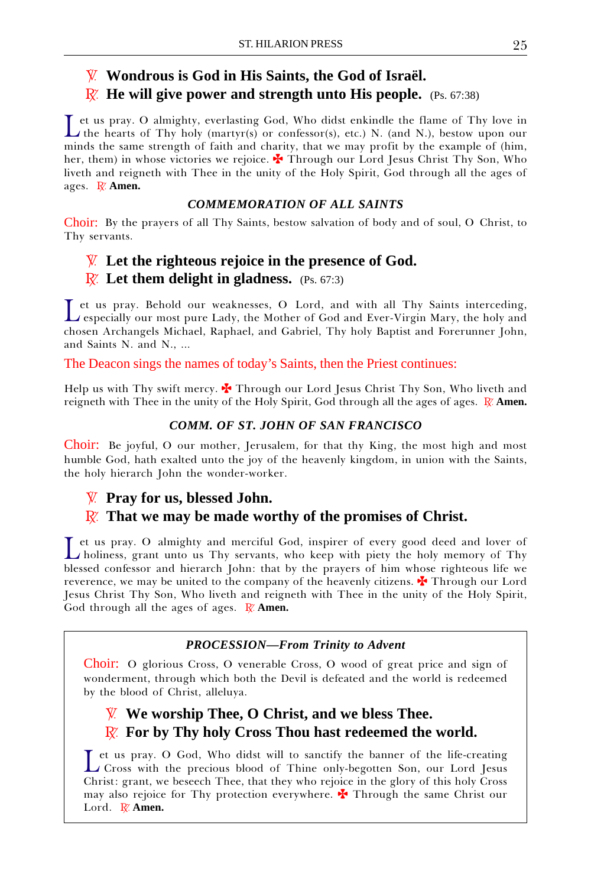℣. **Wondrous is God in His Saints, the God of Israël.**
℟. **He will give power and strength unto His people.** (Ps. 67:38)

Let us pray. O almighty, everlasting God, Who didst enkindle the flame of Thy love in the hearts of Thy holy (martyr(s) or confessor(s), etc.) N. (and N.), bestow upon our minds the same strength of faith and charity, that we may profit by the example of (him, her, them) in whose victories we rejoice. ✠ Through our Lord Jesus Christ Thy Son, Who liveth and reigneth with Thee in the unity of the Holy Spirit, God through all the ages of ages. ℟. **Amen.**

### *COMMEMORATION OF ALL SAINTS*

Choir: By the prayers of all Thy Saints, bestow salvation of body and of soul, O Christ, to Thy servants.

℣. **Let the righteous rejoice in the presence of God.**
℟. **Let them delight in gladness.** (Ps. 67:3)

Let us pray. Behold our weaknesses, O Lord, and with all Thy Saints interceding, especially our most pure Lady, the Mother of God and Ever-Virgin Mary, the holy and chosen Archangels Michael, Raphael, and Gabriel, Thy holy Baptist and Forerunner John, and Saints N. and N., ...

The Deacon sings the names of today's Saints, then the Priest continues:

Help us with Thy swift mercy. ✠ Through our Lord Jesus Christ Thy Son, Who liveth and reigneth with Thee in the unity of the Holy Spirit, God through all the ages of ages. ℟. **Amen.**

### *COMM. OF ST. JOHN OF SAN FRANCISCO*

Choir: Be joyful, O our mother, Jerusalem, for that thy King, the most high and most humble God, hath exalted unto the joy of the heavenly kingdom, in union with the Saints, the holy hierarch John the wonder-worker.

℣. **Pray for us, blessed John.**
℟. **That we may be made worthy of the promises of Christ.**

Let us pray. O almighty and merciful God, inspirer of every good deed and lover of holiness, grant unto us Thy servants, who keep with piety the holy memory of Thy blessed confessor and hierarch John: that by the prayers of him whose righteous life we reverence, we may be united to the company of the heavenly citizens. ✠ Through our Lord Jesus Christ Thy Son, Who liveth and reigneth with Thee in the unity of the Holy Spirit, God through all the ages of ages. ℟. **Amen.**

### *PROCESSION—From Trinity to Advent*

Choir: O glorious Cross, O venerable Cross, O wood of great price and sign of wonderment, through which both the Devil is defeated and the world is redeemed by the blood of Christ, alleluya.

℣. **We worship Thee, O Christ, and we bless Thee.**
℟. **For by Thy holy Cross Thou hast redeemed the world.**

Let us pray. O God, Who didst will to sanctify the banner of the life-creating Cross with the precious blood of Thine only-begotten Son, our Lord Jesus Christ: grant, we beseech Thee, that they who rejoice in the glory of this holy Cross may also rejoice for Thy protection everywhere. ✠ Through the same Christ our Lord. ℟. **Amen.**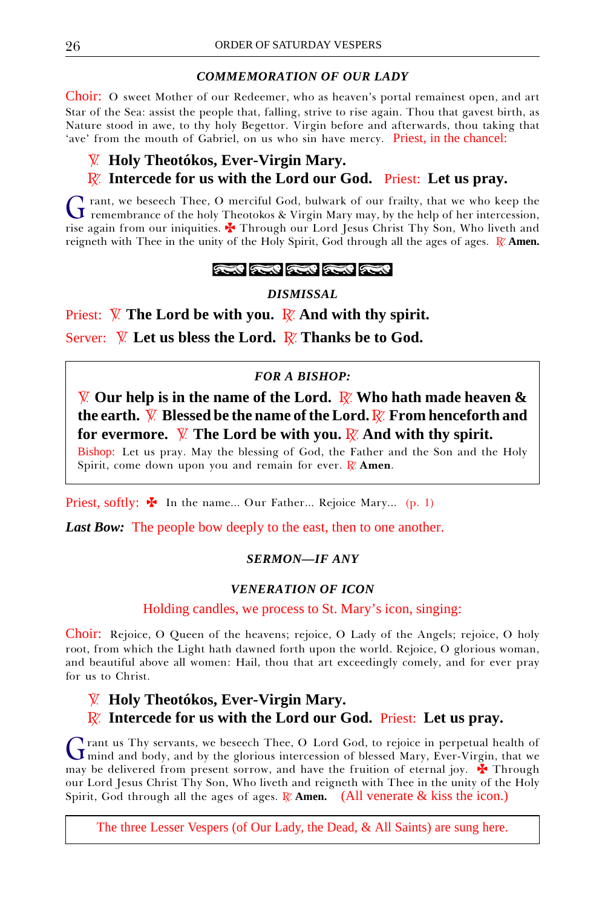### *COMMEMORATION OF OUR LADY*

Choir: O sweet Mother of our Redeemer, who as heaven's portal remainest open, and art Star of the Sea: assist the people that, falling, strive to rise again. Thou that gavest birth, as Nature stood in awe, to thy holy Begettor. Virgin before and afterwards, thou taking that 'ave' from the mouth of Gabriel, on us who sin have mercy. Priest, in the chancel:

℣. **Holy Theotókos, Ever-Virgin Mary.**
℟. **Intercede for us with the Lord our God.** Priest: **Let us pray.**

Grant, we beseech Thee, O merciful God, bulwark of our frailty, that we who keep the remembrance of the holy Theotokos & Virgin Mary may, by the help of her intercession, rise again from our iniquities. ✠ Through our Lord Jesus Christ Thy Son, Who liveth and reigneth with Thee in the unity of the Holy Spirit, God through all the ages of ages. ℟. **Amen.**

### *DISMISSAL*

Priest: ℣. **The Lord be with you.** ℟. **And with thy spirit.**

Server: ℣. **Let us bless the Lord.** ℟. **Thanks be to God.**

> ***FOR A BISHOP:***
>
> ℣. **Our help is in the name of the Lord.** ℟. **Who hath made heaven & the earth.** ℣. **Blessed be the name of the Lord.** ℟. **From henceforth and for evermore.** ℣. **The Lord be with you.** ℟. **And with thy spirit.**
>
> Bishop: Let us pray. May the blessing of God, the Father and the Son and the Holy Spirit, come down upon you and remain for ever. ℟. **Amen**.

Priest, softly: ✠ In the name... Our Father... Rejoice Mary... (p. 1)

***Last Bow:*** The people bow deeply to the east, then to one another.

### *SERMON—IF ANY*

### *VENERATION OF ICON*

Holding candles, we process to St. Mary's icon, singing:

Choir: Rejoice, O Queen of the heavens; rejoice, O Lady of the Angels; rejoice, O holy root, from which the Light hath dawned forth upon the world. Rejoice, O glorious woman, and beautiful above all women: Hail, thou that art exceedingly comely, and for ever pray for us to Christ.

℣. **Holy Theotókos, Ever-Virgin Mary.**
℟. **Intercede for us with the Lord our God.** Priest: **Let us pray.**

Grant us Thy servants, we beseech Thee, O Lord God, to rejoice in perpetual health of mind and body, and by the glorious intercession of blessed Mary, Ever-Virgin, that we may be delivered from present sorrow, and have the fruition of eternal joy. ✠ Through our Lord Jesus Christ Thy Son, Who liveth and reigneth with Thee in the unity of the Holy Spirit, God through all the ages of ages. ℟. **Amen.** (All venerate & kiss the icon.)

> The three Lesser Vespers (of Our Lady, the Dead, & All Saints) are sung here.